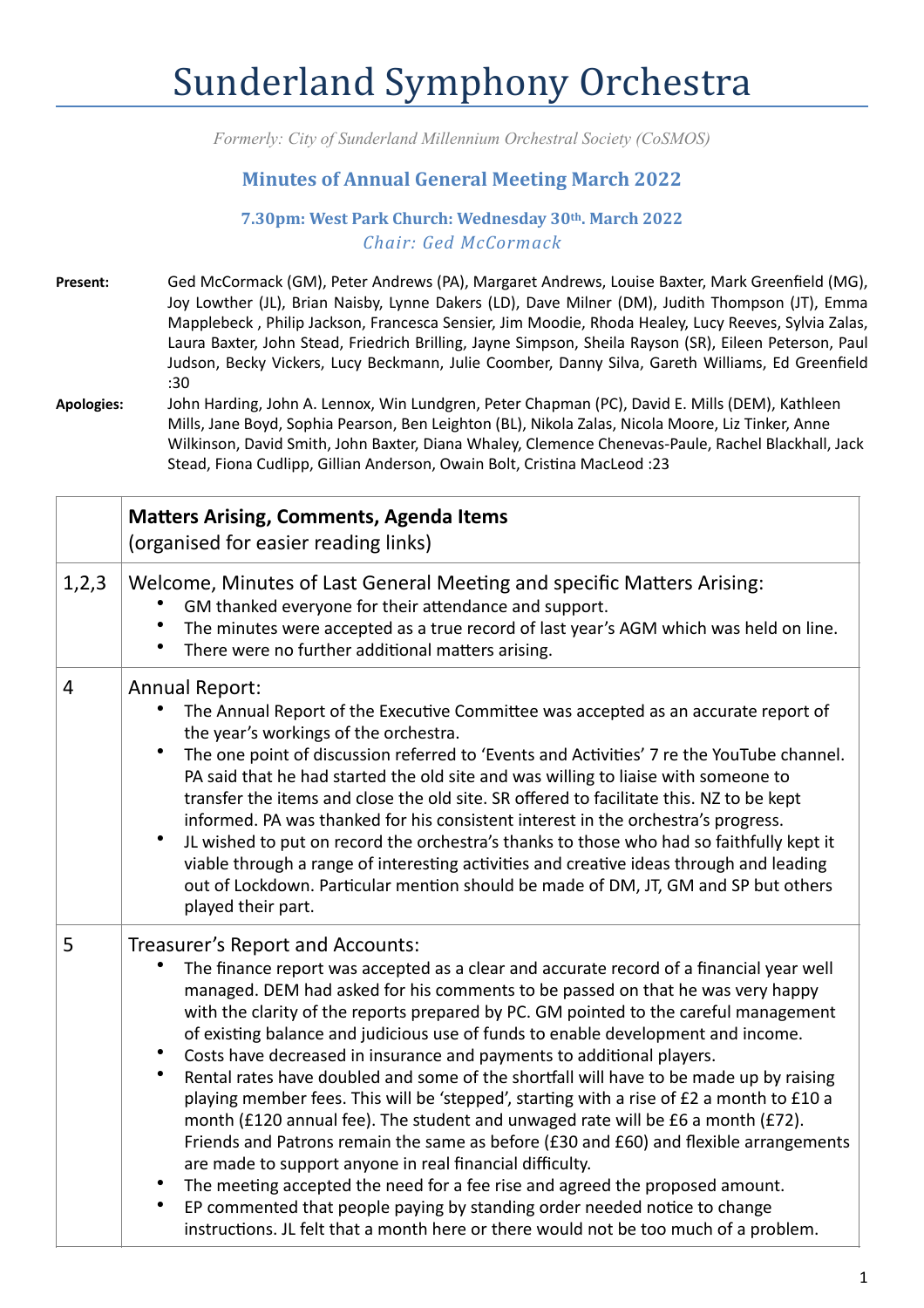# Sunderland Symphony Orchestra

*Formerly: City of Sunderland Millennium Orchestral Society (CoSMOS)*

## Minutes of Annual General Meeting March 2022

**7.30pm: West Park Church: Wednesday 30th. March 2022**

*Chair: Ged McCormack*

**Present:** Ged McCormack (GM), Peter Andrews (PA), Margaret Andrews, Louise Baxter, Mark Greenfield (MG), Joy Lowther (JL), Brian Naisby, Lynne Dakers (LD), Dave Milner (DM), Judith Thompson (JT), Emma Mapplebeck , Philip Jackson, Francesca Sensier, Jim Moodie, Rhoda Healey, Lucy Reeves, Sylvia Zalas, Laura Baxter, John Stead, Friedrich Brilling, Jayne Simpson, Sheila Rayson (SR), Eileen Peterson, Paul Judson, Becky Vickers, Lucy Beckmann, Julie Coomber, Danny Silva, Gareth Williams, Ed Greenfield :30

**Apologies:** John Harding, John A. Lennox, Win Lundgren, Peter Chapman (PC), David E. Mills (DEM), Kathleen Mills, Jane Boyd, Sophia Pearson, Ben Leighton (BL), Nikola Zalas, Nicola Moore, Liz Tinker, Anne Wilkinson, David Smith, John Baxter, Diana Whaley, Clemence Chenevas-Paule, Rachel Blackhall, Jack Stead, Fiona Cudlipp, Gillian Anderson, Owain Bolt, Cristina MacLeod :23

| | **Matters Arising, Comments, Agenda Items** (organised for easier reading links) |
|---|---|
| 1,2,3 | Welcome, Minutes of Last General Meeting and specific Matters Arising:<br>• GM thanked everyone for their attendance and support.<br>• The minutes were accepted as a true record of last year's AGM which was held on line.<br>• There were no further additional matters arising. |
| 4 | Annual Report:<br>• The Annual Report of the Executive Committee was accepted as an accurate report of the year's workings of the orchestra.<br>• The one point of discussion referred to 'Events and Activities' 7 re the YouTube channel. PA said that he had started the old site and was willing to liaise with someone to transfer the items and close the old site. SR offered to facilitate this. NZ to be kept informed. PA was thanked for his consistent interest in the orchestra's progress.<br>• JL wished to put on record the orchestra's thanks to those who had so faithfully kept it viable through a range of interesting activities and creative ideas through and leading out of Lockdown. Particular mention should be made of DM, JT, GM and SP but others played their part. |
| 5 | Treasurer's Report and Accounts:<br>• The finance report was accepted as a clear and accurate record of a financial year well managed. DEM had asked for his comments to be passed on that he was very happy with the clarity of the reports prepared by PC. GM pointed to the careful management of existing balance and judicious use of funds to enable development and income.<br>• Costs have decreased in insurance and payments to additional players.<br>• Rental rates have doubled and some of the shortfall will have to be made up by raising playing member fees. This will be 'stepped', starting with a rise of £2 a month to £10 a month (£120 annual fee). The student and unwaged rate will be £6 a month (£72). Friends and Patrons remain the same as before (£30 and £60) and flexible arrangements are made to support anyone in real financial difficulty.<br>• The meeting accepted the need for a fee rise and agreed the proposed amount.<br>• EP commented that people paying by standing order needed notice to change instructions. JL felt that a month here or there would not be too much of a problem. |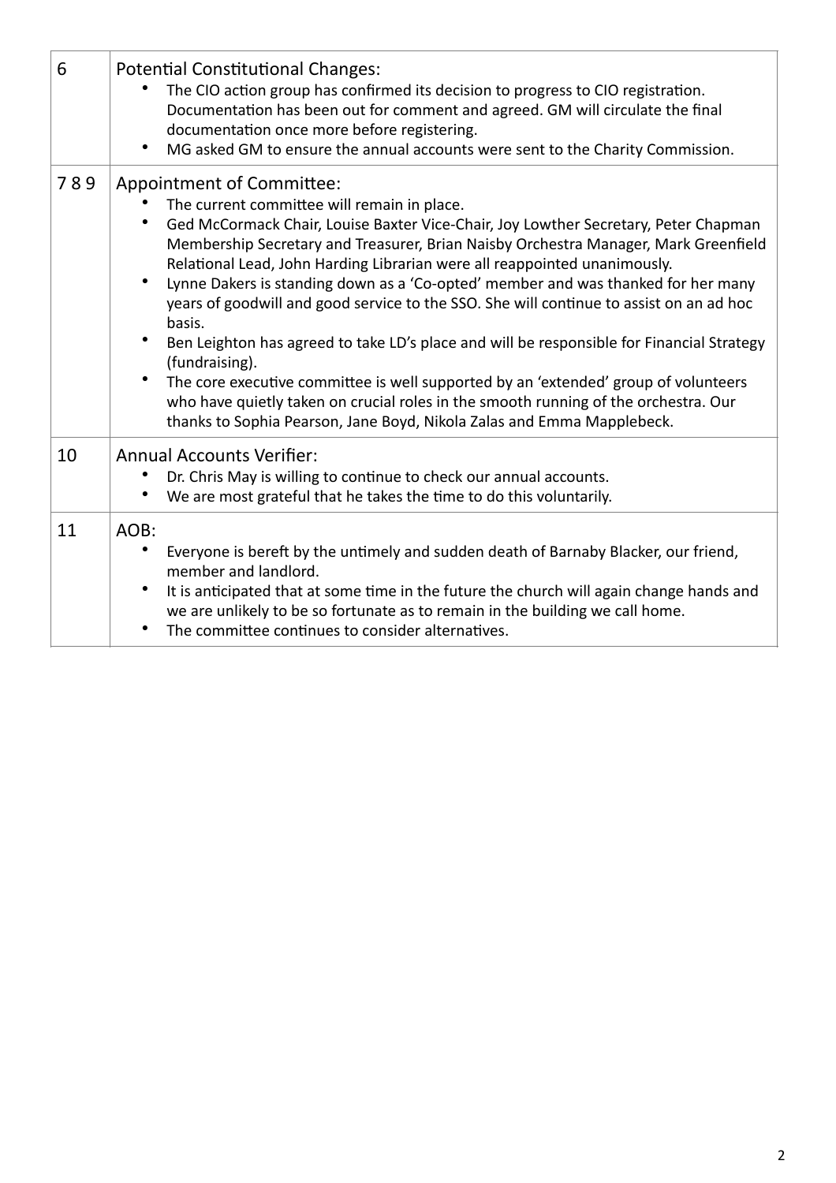| | |
|---|---|
| 6 | Potential Constitutional Changes:<br>• The CIO action group has confirmed its decision to progress to CIO registration. Documentation has been out for comment and agreed. GM will circulate the final documentation once more before registering.<br>• MG asked GM to ensure the annual accounts were sent to the Charity Commission. |
| 7 8 9 | Appointment of Committee:<br>• The current committee will remain in place.<br>• Ged McCormack Chair, Louise Baxter Vice-Chair, Joy Lowther Secretary, Peter Chapman Membership Secretary and Treasurer, Brian Naisby Orchestra Manager, Mark Greenfield Relational Lead, John Harding Librarian were all reappointed unanimously.<br>• Lynne Dakers is standing down as a 'Co-opted' member and was thanked for her many years of goodwill and good service to the SSO. She will continue to assist on an ad hoc basis.<br>• Ben Leighton has agreed to take LD's place and will be responsible for Financial Strategy (fundraising).<br>• The core executive committee is well supported by an 'extended' group of volunteers who have quietly taken on crucial roles in the smooth running of the orchestra. Our thanks to Sophia Pearson, Jane Boyd, Nikola Zalas and Emma Mapplebeck. |
| 10 | Annual Accounts Verifier:<br>• Dr. Chris May is willing to continue to check our annual accounts.<br>• We are most grateful that he takes the time to do this voluntarily. |
| 11 | AOB:<br>• Everyone is bereft by the untimely and sudden death of Barnaby Blacker, our friend, member and landlord.<br>• It is anticipated that at some time in the future the church will again change hands and we are unlikely to be so fortunate as to remain in the building we call home.<br>• The committee continues to consider alternatives. |